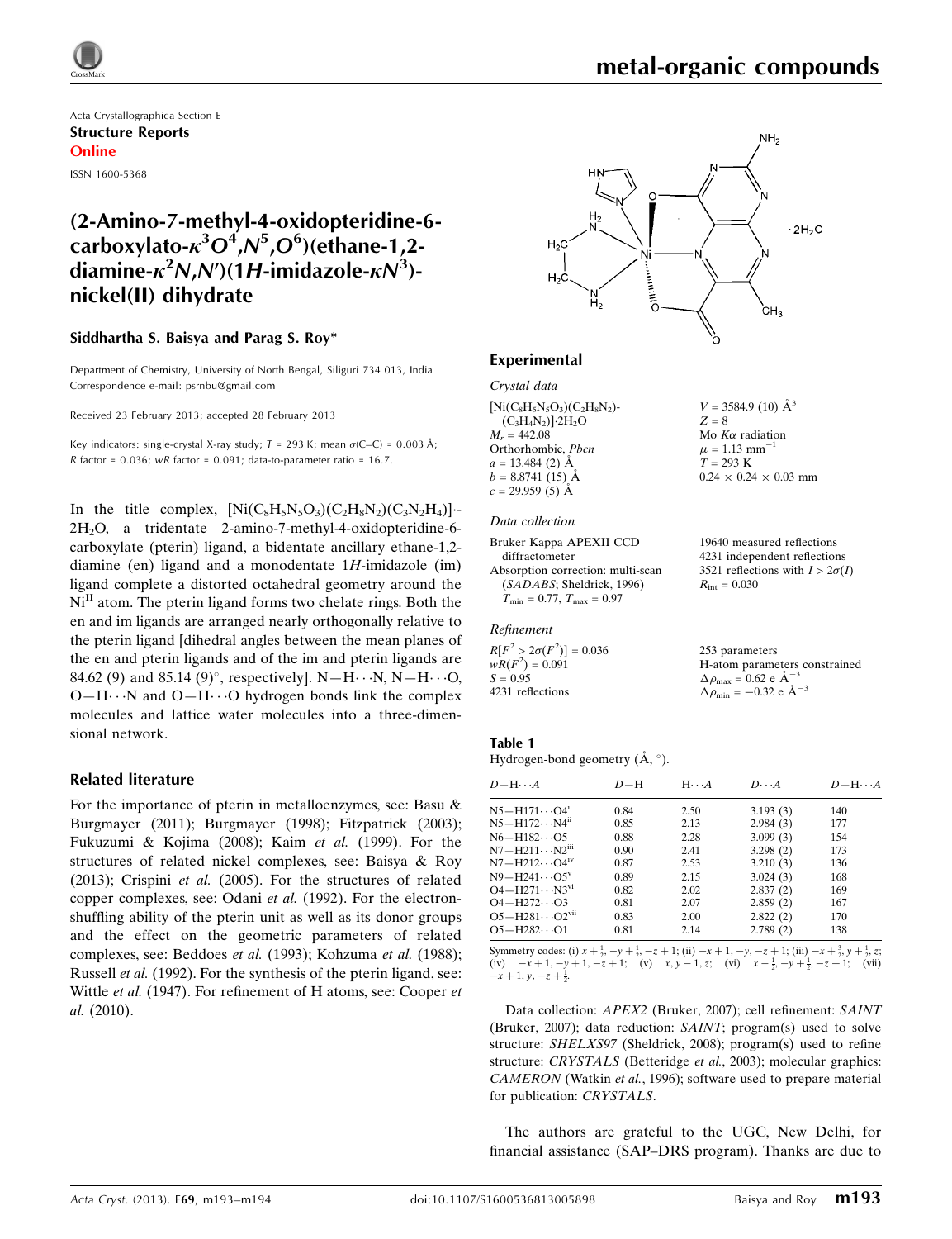Acta Crystallographica Section E

**Structure Reports**

**Online**

ISSN 1600-5368

# (2-Amino-7-methyl-4-oxidopteridine-6-carboxylato-$\kappa^3O^4,N^5,O^6$)(ethane-1,2-diamine-$\kappa^2N,N'$)(1*H*-imidazole-$\kappa N^3$)-nickel(II) dihydrate

**Siddhartha S. Baisya and Parag S. Roy***

Department of Chemistry, University of North Bengal, Siliguri 734 013, India
Correspondence e-mail: psrnbu@gmail.com

Received 23 February 2013; accepted 28 February 2013

Key indicators: single-crystal X-ray study; $T$ = 293 K; mean $\sigma$(C–C) = 0.003 Å; $R$ factor = 0.036; $wR$ factor = 0.091; data-to-parameter ratio = 16.7.

In the title complex, $[Ni(C_8H_5N_5O_3)(C_2H_8N_2)(C_3N_2H_4)]\cdot 2H_2O$, a tridentate 2-amino-7-methyl-4-oxidopteridine-6-carboxylate (pterin) ligand, a bidentate ancillary ethane-1,2-diamine (en) ligand and a monodentate 1*H*-imidazole (im) ligand complete a distorted octahedral geometry around the $Ni^{II}$ atom. The pterin ligand forms two chelate rings. Both the en and im ligands are arranged nearly orthogonally relative to the pterin ligand [dihedral angles between the mean planes of the en and pterin ligands and of the im and pterin ligands are 84.62 (9) and 85.14 (9)°, respectively]. N—H⋯N, N—H⋯O, O—H⋯N and O—H⋯O hydrogen bonds link the complex molecules and lattice water molecules into a three-dimensional network.

## Related literature

For the importance of pterin in metalloenzymes, see: Basu & Burgmayer (2011); Burgmayer (1998); Fitzpatrick (2003); Fukuzumi & Kojima (2008); Kaim *et al.* (1999). For the structures of related nickel complexes, see: Baisya & Roy (2013); Crispini *et al.* (2005). For the structures of related copper complexes, see: Odani *et al.* (1992). For the electron-shuffling ability of the pterin unit as well as its donor groups and the effect on the geometric parameters of related complexes, see: Beddoes *et al.* (1993); Kohzuma *et al.* (1988); Russell *et al.* (1992). For the synthesis of the pterin ligand, see: Wittle *et al.* (1947). For refinement of H atoms, see: Cooper *et al.* (2010).

## Experimental

### Crystal data

$[Ni(C_8H_5N_5O_3)(C_2H_8N_2)-(C_3H_4N_2)]\cdot 2H_2O$
$M_r$ = 442.08
Orthorhombic, *Pbcn*
$a$ = 13.484 (2) Å
$b$ = 8.8741 (15) Å
$c$ = 29.959 (5) Å
$V$ = 3584.9 (10) Å$^3$
$Z$ = 8
Mo $K\alpha$ radiation
$\mu$ = 1.13 mm$^{-1}$
$T$ = 293 K
0.24 × 0.24 × 0.03 mm

### Data collection

Bruker Kappa APEXII CCD diffractometer
Absorption correction: multi-scan (*SADABS*; Sheldrick, 1996)
$T_{min}$ = 0.77, $T_{max}$ = 0.97
19640 measured reflections
4231 independent reflections
3521 reflections with $I > 2\sigma(I)$
$R_{int}$ = 0.030

### Refinement

$R[F^2 > 2\sigma(F^2)]$ = 0.036
$wR(F^2)$ = 0.091
$S$ = 0.95
4231 reflections
253 parameters
H-atom parameters constrained
$\Delta\rho_{max}$ = 0.62 e Å$^{-3}$
$\Delta\rho_{min}$ = −0.32 e Å$^{-3}$

**Table 1**
Hydrogen-bond geometry (Å, °).

| $D$—H⋯$A$ | $D$—H | H⋯$A$ | $D$⋯$A$ | $D$—H⋯$A$ |
|---|---|---|---|---|
| N5—H171⋯O4$^{i}$ | 0.84 | 2.50 | 3.193 (3) | 140 |
| N5—H172⋯N4$^{ii}$ | 0.85 | 2.13 | 2.984 (3) | 177 |
| N6—H182⋯O5 | 0.88 | 2.28 | 3.099 (3) | 154 |
| N7—H211⋯N2$^{iii}$ | 0.90 | 2.41 | 3.298 (2) | 173 |
| N7—H212⋯O4$^{iv}$ | 0.87 | 2.53 | 3.210 (3) | 136 |
| N9—H241⋯O5$^{v}$ | 0.89 | 2.15 | 3.024 (3) | 168 |
| O4—H271⋯N3$^{vi}$ | 0.82 | 2.02 | 2.837 (2) | 169 |
| O4—H272⋯O3 | 0.81 | 2.07 | 2.859 (2) | 167 |
| O5—H281⋯O2$^{vii}$ | 0.83 | 2.00 | 2.822 (2) | 170 |
| O5—H282⋯O1 | 0.81 | 2.14 | 2.789 (2) | 138 |

Symmetry codes: (i) $x+\frac{1}{2}, -y+\frac{1}{2}, -z+1$; (ii) $-x+1, -y, -z+1$; (iii) $-x+\frac{3}{2}, y+\frac{1}{2}, z$; (iv) $-x+1, -y+1, -z+1$; (v) $x, y-1, z$; (vi) $x-\frac{1}{2}, -y+\frac{1}{2}, -z+1$; (vii) $-x+1, y, -z+\frac{1}{2}$.

Data collection: *APEX2* (Bruker, 2007); cell refinement: *SAINT* (Bruker, 2007); data reduction: *SAINT*; program(s) used to solve structure: *SHELXS97* (Sheldrick, 2008); program(s) used to refine structure: *CRYSTALS* (Betteridge *et al.*, 2003); molecular graphics: *CAMERON* (Watkin *et al.*, 1996); software used to prepare material for publication: *CRYSTALS*.

The authors are grateful to the UGC, New Delhi, for financial assistance (SAP–DRS program). Thanks are due to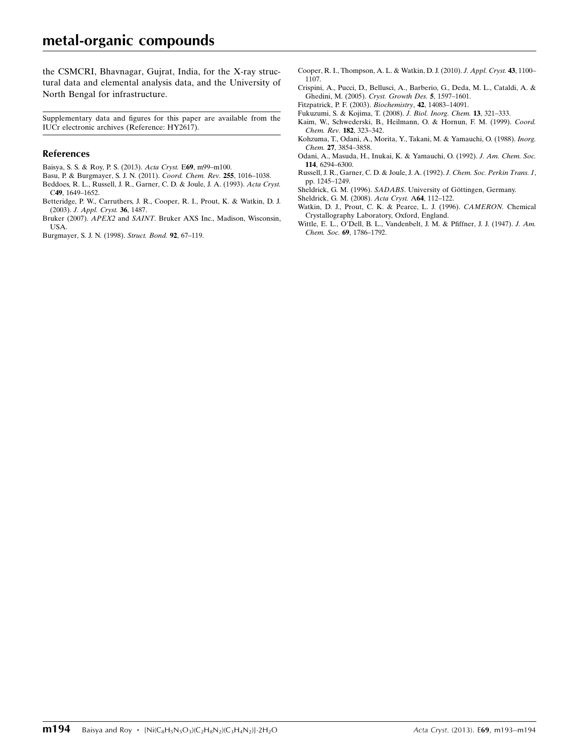the CSMCRI, Bhavnagar, Gujrat, India, for the X-ray structural data and elemental analysis data, and the University of North Bengal for infrastructure.

Supplementary data and figures for this paper are available from the IUCr electronic archives (Reference: HY2617).

## References

Baisya, S. S. & Roy, P. S. (2013). *Acta Cryst.* E**69**, m99–m100.

Basu, P. & Burgmayer, S. J. N. (2011). *Coord. Chem. Rev.* **255**, 1016–1038.

Beddoes, R. L., Russell, J. R., Garner, C. D. & Joule, J. A. (1993). *Acta Cryst.* C**49**, 1649–1652.

Betteridge, P. W., Carruthers, J. R., Cooper, R. I., Prout, K. & Watkin, D. J. (2003). *J. Appl. Cryst.* **36**, 1487.

Bruker (2007). *APEX2* and *SAINT*. Bruker AXS Inc., Madison, Wisconsin, USA.

Burgmayer, S. J. N. (1998). *Struct. Bond.* **92**, 67–119.

Cooper, R. I., Thompson, A. L. & Watkin, D. J. (2010). *J. Appl. Cryst.* **43**, 1100–1107.

Crispini, A., Pucci, D., Bellusci, A., Barberio, G., Deda, M. L., Cataldi, A. & Ghedini, M. (2005). *Cryst. Growth Des.* **5**, 1597–1601.

Fitzpatrick, P. F. (2003). *Biochemistry*, **42**, 14083–14091.

Fukuzumi, S. & Kojima, T. (2008). *J. Biol. Inorg. Chem.* **13**, 321–333.

Kaim, W., Schwederski, B., Heilmann, O. & Hornun, F. M. (1999). *Coord. Chem. Rev.* **182**, 323–342.

Kohzuma, T., Odani, A., Morita, Y., Takani, M. & Yamauchi, O. (1988). *Inorg. Chem.* **27**, 3854–3858.

Odani, A., Masuda, H., Inukai, K. & Yamauchi, O. (1992). *J. Am. Chem. Soc.* **114**, 6294–6300.

Russell, J. R., Garner, C. D. & Joule, J. A. (1992). *J. Chem. Soc. Perkin Trans. 1*, pp. 1245–1249.

Sheldrick, G. M. (1996). *SADABS*. University of Göttingen, Germany.

Sheldrick, G. M. (2008). *Acta Cryst.* A**64**, 112–122.

Watkin, D. J., Prout, C. K. & Pearce, L. J. (1996). *CAMERON*. Chemical Crystallography Laboratory, Oxford, England.

Wittle, E. L., O'Dell, B. L., Vandenbelt, J. M. & Pfiffner, J. J. (1947). *J. Am. Chem. Soc.* **69**, 1786–1792.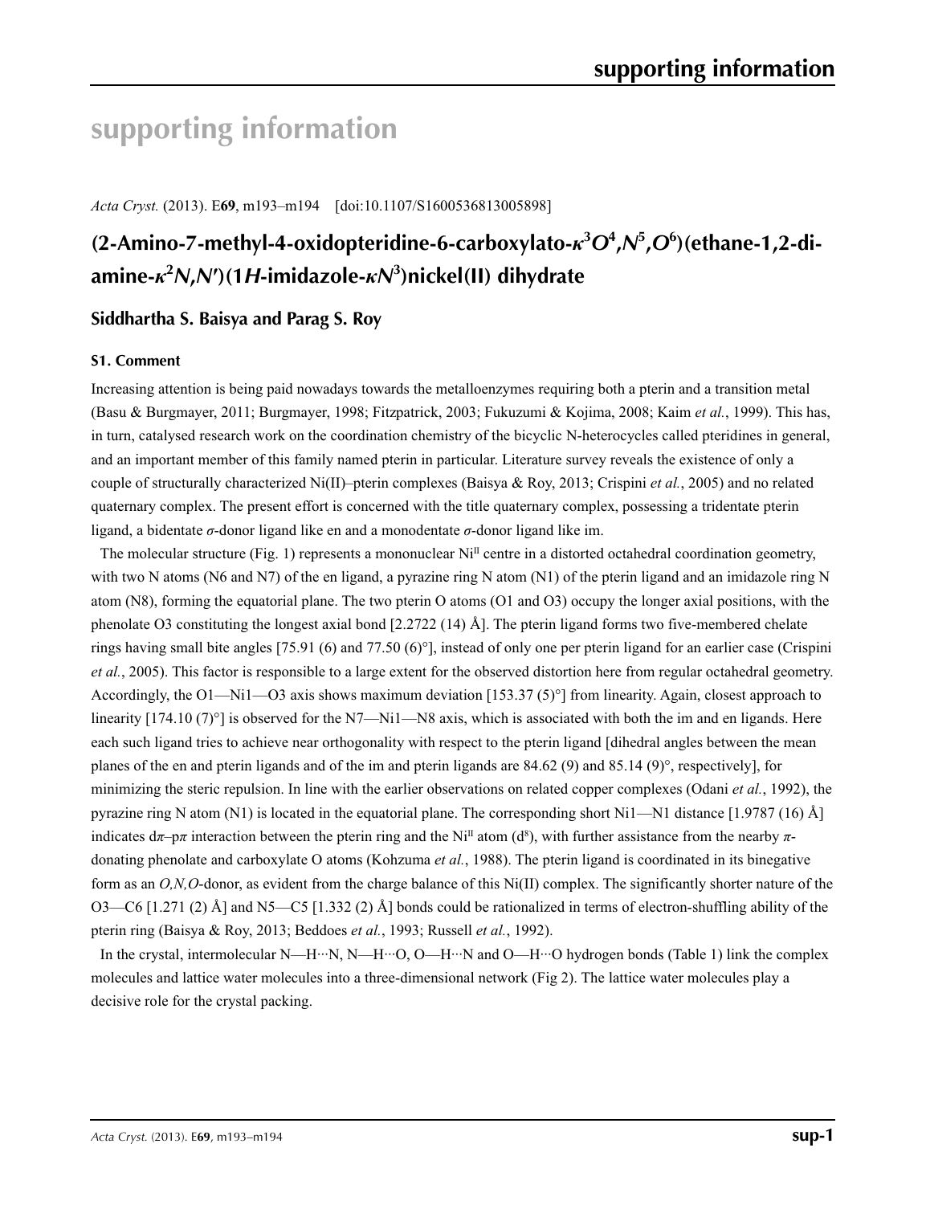# supporting information

*Acta Cryst.* (2013). E**69**, m193–m194 [doi:10.1107/S1600536813005898]

## (2-Amino-7-methyl-4-oxidopteridine-6-carboxylato-$\kappa^3O^4,N^5,O^6$)(ethane-1,2-diamine-$\kappa^2N,N'$)(1*H*-imidazole-$\kappa N^3$)nickel(II) dihydrate

### Siddhartha S. Baisya and Parag S. Roy

### S1. Comment

Increasing attention is being paid nowadays towards the metalloenzymes requiring both a pterin and a transition metal (Basu & Burgmayer, 2011; Burgmayer, 1998; Fitzpatrick, 2003; Fukuzumi & Kojima, 2008; Kaim *et al.*, 1999). This has, in turn, catalysed research work on the coordination chemistry of the bicyclic N-heterocycles called pteridines in general, and an important member of this family named pterin in particular. Literature survey reveals the existence of only a couple of structurally characterized Ni(II)–pterin complexes (Baisya & Roy, 2013; Crispini *et al.*, 2005) and no related quaternary complex. The present effort is concerned with the title quaternary complex, possessing a tridentate pterin ligand, a bidentate $\sigma$-donor ligand like en and a monodentate $\sigma$-donor ligand like im.

The molecular structure (Fig. 1) represents a mononuclear Ni$^{II}$ centre in a distorted octahedral coordination geometry, with two N atoms (N6 and N7) of the en ligand, a pyrazine ring N atom (N1) of the pterin ligand and an imidazole ring N atom (N8), forming the equatorial plane. The two pterin O atoms (O1 and O3) occupy the longer axial positions, with the phenolate O3 constituting the longest axial bond [2.2722 (14) Å]. The pterin ligand forms two five-membered chelate rings having small bite angles [75.91 (6) and 77.50 (6)°], instead of only one per pterin ligand for an earlier case (Crispini *et al.*, 2005). This factor is responsible to a large extent for the observed distortion here from regular octahedral geometry. Accordingly, the O1—Ni1—O3 axis shows maximum deviation [153.37 (5)°] from linearity. Again, closest approach to linearity [174.10 (7)°] is observed for the N7—Ni1—N8 axis, which is associated with both the im and en ligands. Here each such ligand tries to achieve near orthogonality with respect to the pterin ligand [dihedral angles between the mean planes of the en and pterin ligands and of the im and pterin ligands are 84.62 (9) and 85.14 (9)°, respectively], for minimizing the steric repulsion. In line with the earlier observations on related copper complexes (Odani *et al.*, 1992), the pyrazine ring N atom (N1) is located in the equatorial plane. The corresponding short Ni1—N1 distance [1.9787 (16) Å] indicates d$\pi$–p$\pi$ interaction between the pterin ring and the Ni$^{II}$ atom (d$^8$), with further assistance from the nearby $\pi$-donating phenolate and carboxylate O atoms (Kohzuma *et al.*, 1988). The pterin ligand is coordinated in its binegative form as an *O,N,O*-donor, as evident from the charge balance of this Ni(II) complex. The significantly shorter nature of the O3—C6 [1.271 (2) Å] and N5—C5 [1.332 (2) Å] bonds could be rationalized in terms of electron-shuffling ability of the pterin ring (Baisya & Roy, 2013; Beddoes *et al.*, 1993; Russell *et al.*, 1992).

In the crystal, intermolecular N—H···N, N—H···O, O—H···N and O—H···O hydrogen bonds (Table 1) link the complex molecules and lattice water molecules into a three-dimensional network (Fig 2). The lattice water molecules play a decisive role for the crystal packing.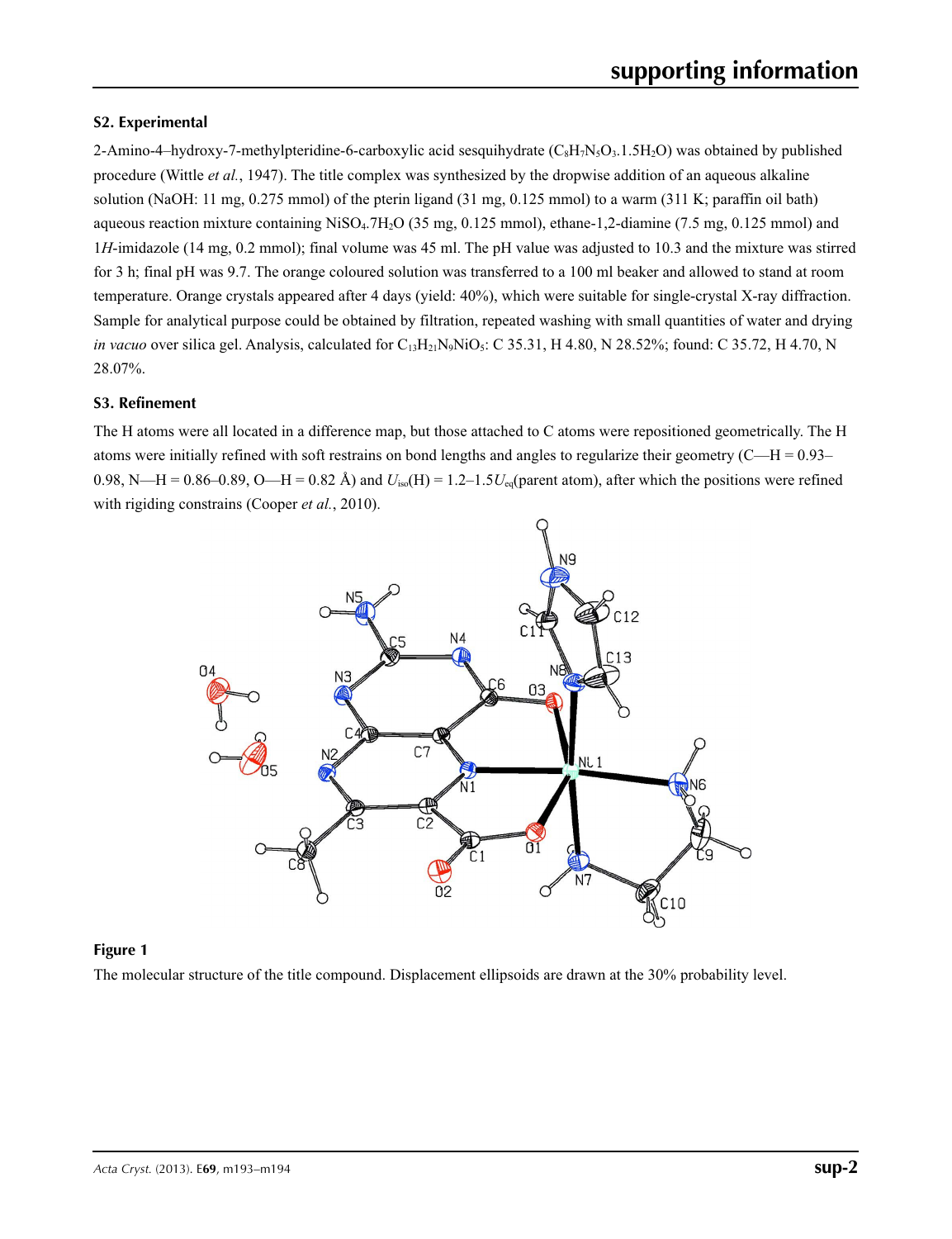## S2. Experimental

2-Amino-4–hydroxy-7-methylpteridine-6-carboxylic acid sesquihydrate ($C_8H_7N_5O_3.1.5H_2O$) was obtained by published procedure (Wittle *et al.*, 1947). The title complex was synthesized by the dropwise addition of an aqueous alkaline solution (NaOH: 11 mg, 0.275 mmol) of the pterin ligand (31 mg, 0.125 mmol) to a warm (311 K; paraffin oil bath) aqueous reaction mixture containing $NiSO_4.7H_2O$ (35 mg, 0.125 mmol), ethane-1,2-diamine (7.5 mg, 0.125 mmol) and 1*H*-imidazole (14 mg, 0.2 mmol); final volume was 45 ml. The pH value was adjusted to 10.3 and the mixture was stirred for 3 h; final pH was 9.7. The orange coloured solution was transferred to a 100 ml beaker and allowed to stand at room temperature. Orange crystals appeared after 4 days (yield: 40%), which were suitable for single-crystal X-ray diffraction. Sample for analytical purpose could be obtained by filtration, repeated washing with small quantities of water and drying *in vacuo* over silica gel. Analysis, calculated for $C_{13}H_{21}N_9NiO_5$: C 35.31, H 4.80, N 28.52%; found: C 35.72, H 4.70, N 28.07%.

## S3. Refinement

The H atoms were all located in a difference map, but those attached to C atoms were repositioned geometrically. The H atoms were initially refined with soft restrains on bond lengths and angles to regularize their geometry (C—H = 0.93–0.98, N—H = 0.86–0.89, O—H = 0.82 Å) and $U_{iso}$(H) = 1.2–1.5$U_{eq}$(parent atom), after which the positions were refined with rigiding constrains (Cooper *et al.*, 2010).

**Figure 1**

The molecular structure of the title compound. Displacement ellipsoids are drawn at the 30% probability level.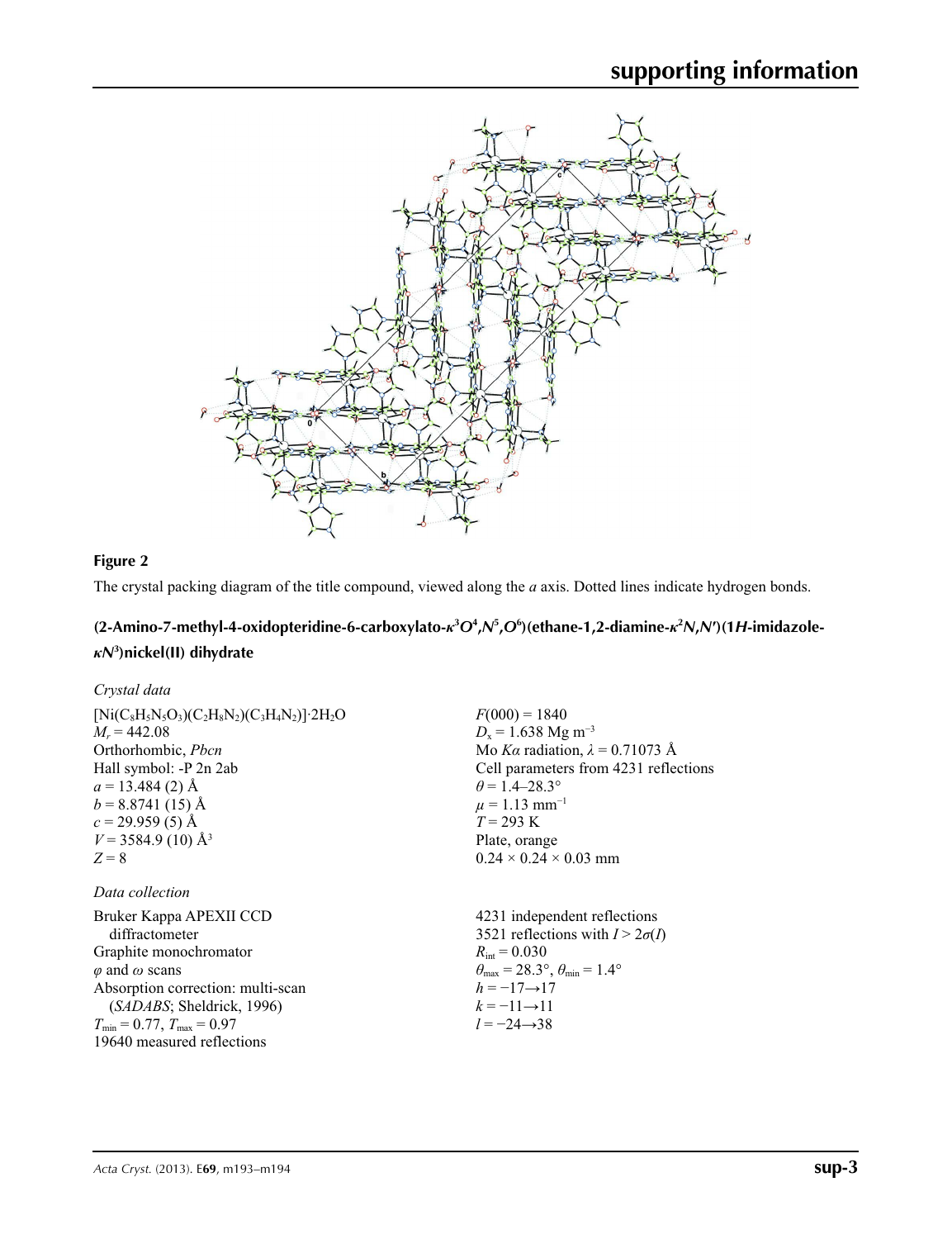**Figure 2**

The crystal packing diagram of the title compound, viewed along the *a* axis. Dotted lines indicate hydrogen bonds.

### (2-Amino-7-methyl-4-oxidopteridine-6-carboxylato-$\kappa^3O^4,N^5,O^6$)(ethane-1,2-diamine-$\kappa^2N,N'$)(1*H*-imidazole-$\kappa N^3$)nickel(II) dihydrate

*Crystal data*

$[Ni(C_8H_5N_5O_3)(C_2H_8N_2)(C_3H_4N_2)]\cdot 2H_2O$
$M_r = 442.08$
Orthorhombic, *Pbcn*
Hall symbol: -P 2n 2ab
$a = 13.484$ (2) Å
$b = 8.8741$ (15) Å
$c = 29.959$ (5) Å
$V = 3584.9$ (10) Å$^3$
$Z = 8$

$F(000) = 1840$
$D_x = 1.638$ Mg m$^{-3}$
Mo $K\alpha$ radiation, $\lambda = 0.71073$ Å
Cell parameters from 4231 reflections
$\theta = 1.4$–$28.3°$
$\mu = 1.13$ mm$^{-1}$
$T = 293$ K
Plate, orange
$0.24 \times 0.24 \times 0.03$ mm

*Data collection*

Bruker Kappa APEXII CCD diffractometer
Graphite monochromator
$\varphi$ and $\omega$ scans
Absorption correction: multi-scan (*SADABS*; Sheldrick, 1996)
$T_{min} = 0.77$, $T_{max} = 0.97$
19640 measured reflections

4231 independent reflections
3521 reflections with $I > 2\sigma(I)$
$R_{int} = 0.030$
$\theta_{max} = 28.3°$, $\theta_{min} = 1.4°$
$h = -17 \rightarrow 17$
$k = -11 \rightarrow 11$
$l = -24 \rightarrow 38$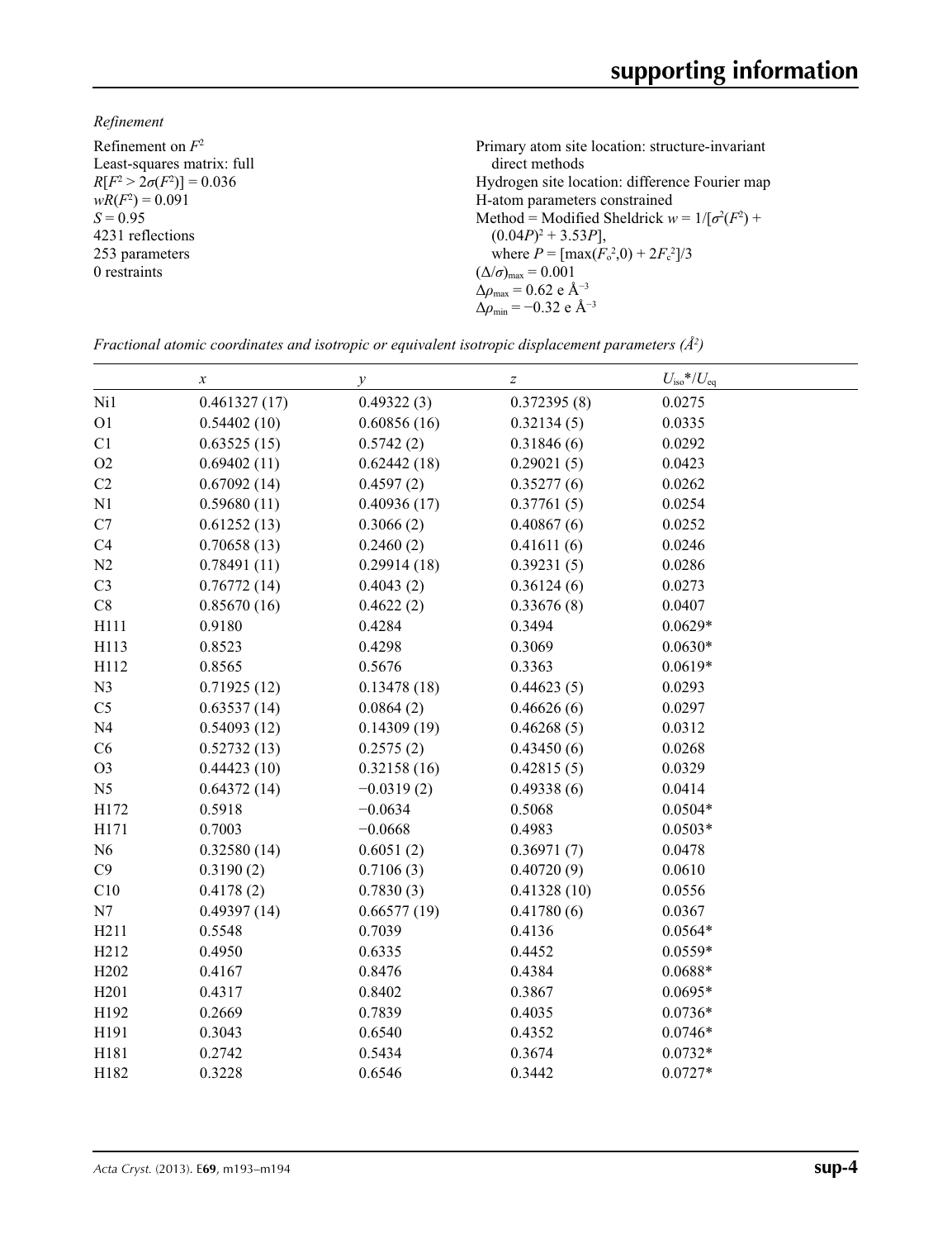*Refinement*

Refinement on $F^2$
Least-squares matrix: full
$R[F^2 > 2\sigma(F^2)] = 0.036$
$wR(F^2) = 0.091$
$S = 0.95$
4231 reflections
253 parameters
0 restraints
Primary atom site location: structure-invariant direct methods
Hydrogen site location: difference Fourier map
H-atom parameters constrained
Method = Modified Sheldrick $w = 1/[\sigma^2(F^2) + (0.04P)^2 + 3.53P]$, where $P = [\max(F_o^2,0) + 2F_c^2]/3$
$(\Delta/\sigma)_{max} = 0.001$
$\Delta\rho_{max} = 0.62$ e Å$^{-3}$
$\Delta\rho_{min} = -0.32$ e Å$^{-3}$

*Fractional atomic coordinates and isotropic or equivalent isotropic displacement parameters (Å$^2$)*

| | $x$ | $y$ | $z$ | $U_{iso}$\*/$U_{eq}$ |
|---|---|---|---|---|
| Ni1 | 0.461327 (17) | 0.49322 (3) | 0.372395 (8) | 0.0275 |
| O1 | 0.54402 (10) | 0.60856 (16) | 0.32134 (5) | 0.0335 |
| C1 | 0.63525 (15) | 0.5742 (2) | 0.31846 (6) | 0.0292 |
| O2 | 0.69402 (11) | 0.62442 (18) | 0.29021 (5) | 0.0423 |
| C2 | 0.67092 (14) | 0.4597 (2) | 0.35277 (6) | 0.0262 |
| N1 | 0.59680 (11) | 0.40936 (17) | 0.37761 (5) | 0.0254 |
| C7 | 0.61252 (13) | 0.3066 (2) | 0.40867 (6) | 0.0252 |
| C4 | 0.70658 (13) | 0.2460 (2) | 0.41611 (6) | 0.0246 |
| N2 | 0.78491 (11) | 0.29914 (18) | 0.39231 (5) | 0.0286 |
| C3 | 0.76772 (14) | 0.4043 (2) | 0.36124 (6) | 0.0273 |
| C8 | 0.85670 (16) | 0.4622 (2) | 0.33676 (8) | 0.0407 |
| H111 | 0.9180 | 0.4284 | 0.3494 | 0.0629\* |
| H113 | 0.8523 | 0.4298 | 0.3069 | 0.0630\* |
| H112 | 0.8565 | 0.5676 | 0.3363 | 0.0619\* |
| N3 | 0.71925 (12) | 0.13478 (18) | 0.44623 (5) | 0.0293 |
| C5 | 0.63537 (14) | 0.0864 (2) | 0.46626 (6) | 0.0297 |
| N4 | 0.54093 (12) | 0.14309 (19) | 0.46268 (5) | 0.0312 |
| C6 | 0.52732 (13) | 0.2575 (2) | 0.43450 (6) | 0.0268 |
| O3 | 0.44423 (10) | 0.32158 (16) | 0.42815 (5) | 0.0329 |
| N5 | 0.64372 (14) | −0.0319 (2) | 0.49338 (6) | 0.0414 |
| H172 | 0.5918 | −0.0634 | 0.5068 | 0.0504\* |
| H171 | 0.7003 | −0.0668 | 0.4983 | 0.0503\* |
| N6 | 0.32580 (14) | 0.6051 (2) | 0.36971 (7) | 0.0478 |
| C9 | 0.3190 (2) | 0.7106 (3) | 0.40720 (9) | 0.0610 |
| C10 | 0.4178 (2) | 0.7830 (3) | 0.41328 (10) | 0.0556 |
| N7 | 0.49397 (14) | 0.66577 (19) | 0.41780 (6) | 0.0367 |
| H211 | 0.5548 | 0.7039 | 0.4136 | 0.0564\* |
| H212 | 0.4950 | 0.6335 | 0.4452 | 0.0559\* |
| H202 | 0.4167 | 0.8476 | 0.4384 | 0.0688\* |
| H201 | 0.4317 | 0.8402 | 0.3867 | 0.0695\* |
| H192 | 0.2669 | 0.7839 | 0.4035 | 0.0736\* |
| H191 | 0.3043 | 0.6540 | 0.4352 | 0.0746\* |
| H181 | 0.2742 | 0.5434 | 0.3674 | 0.0732\* |
| H182 | 0.3228 | 0.6546 | 0.3442 | 0.0727\* |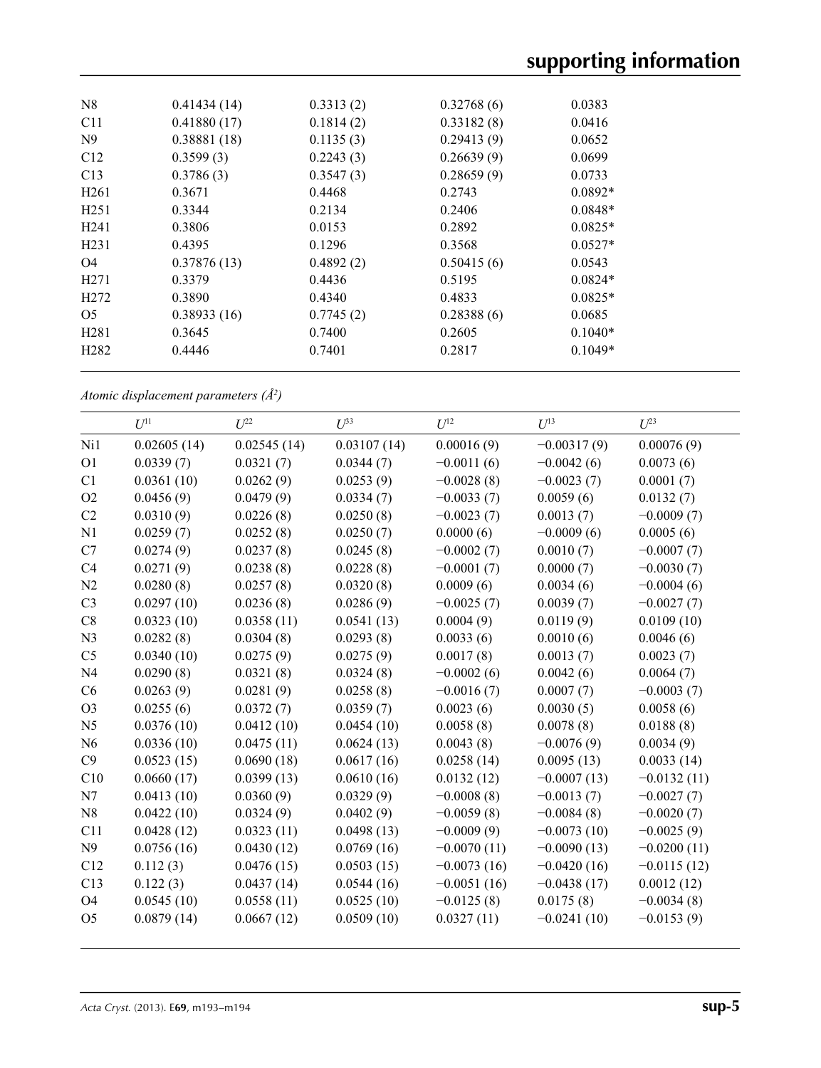| | | | | |
|---|---|---|---|---|
| N8 | 0.41434 (14) | 0.3313 (2) | 0.32768 (6) | 0.0383 |
| C11 | 0.41880 (17) | 0.1814 (2) | 0.33182 (8) | 0.0416 |
| N9 | 0.38881 (18) | 0.1135 (3) | 0.29413 (9) | 0.0652 |
| C12 | 0.3599 (3) | 0.2243 (3) | 0.26639 (9) | 0.0699 |
| C13 | 0.3786 (3) | 0.3547 (3) | 0.28659 (9) | 0.0733 |
| H261 | 0.3671 | 0.4468 | 0.2743 | 0.0892* |
| H251 | 0.3344 | 0.2134 | 0.2406 | 0.0848* |
| H241 | 0.3806 | 0.0153 | 0.2892 | 0.0825* |
| H231 | 0.4395 | 0.1296 | 0.3568 | 0.0527* |
| O4 | 0.37876 (13) | 0.4892 (2) | 0.50415 (6) | 0.0543 |
| H271 | 0.3379 | 0.4436 | 0.5195 | 0.0824* |
| H272 | 0.3890 | 0.4340 | 0.4833 | 0.0825* |
| O5 | 0.38933 (16) | 0.7745 (2) | 0.28388 (6) | 0.0685 |
| H281 | 0.3645 | 0.7400 | 0.2605 | 0.1040* |
| H282 | 0.4446 | 0.7401 | 0.2817 | 0.1049* |

*Atomic displacement parameters (Å²)*

| | $U^{11}$ | $U^{22}$ | $U^{33}$ | $U^{12}$ | $U^{13}$ | $U^{23}$ |
|---|---|---|---|---|---|---|
| Ni1 | 0.02605 (14) | 0.02545 (14) | 0.03107 (14) | 0.00016 (9) | −0.00317 (9) | 0.00076 (9) |
| O1 | 0.0339 (7) | 0.0321 (7) | 0.0344 (7) | −0.0011 (6) | −0.0042 (6) | 0.0073 (6) |
| C1 | 0.0361 (10) | 0.0262 (9) | 0.0253 (9) | −0.0028 (8) | −0.0023 (7) | 0.0001 (7) |
| O2 | 0.0456 (9) | 0.0479 (9) | 0.0334 (7) | −0.0033 (7) | 0.0059 (6) | 0.0132 (7) |
| C2 | 0.0310 (9) | 0.0226 (8) | 0.0250 (8) | −0.0023 (7) | 0.0013 (7) | −0.0009 (7) |
| N1 | 0.0259 (7) | 0.0252 (8) | 0.0250 (7) | 0.0000 (6) | −0.0009 (6) | 0.0005 (6) |
| C7 | 0.0274 (9) | 0.0237 (8) | 0.0245 (8) | −0.0002 (7) | 0.0010 (7) | −0.0007 (7) |
| C4 | 0.0271 (9) | 0.0238 (8) | 0.0228 (8) | −0.0001 (7) | 0.0000 (7) | −0.0030 (7) |
| N2 | 0.0280 (8) | 0.0257 (8) | 0.0320 (8) | 0.0009 (6) | 0.0034 (6) | −0.0004 (6) |
| C3 | 0.0297 (10) | 0.0236 (8) | 0.0286 (9) | −0.0025 (7) | 0.0039 (7) | −0.0027 (7) |
| C8 | 0.0323 (10) | 0.0358 (11) | 0.0541 (13) | 0.0004 (9) | 0.0119 (9) | 0.0109 (10) |
| N3 | 0.0282 (8) | 0.0304 (8) | 0.0293 (8) | 0.0033 (6) | 0.0010 (6) | 0.0046 (6) |
| C5 | 0.0340 (10) | 0.0275 (9) | 0.0275 (9) | 0.0017 (8) | 0.0013 (7) | 0.0023 (7) |
| N4 | 0.0290 (8) | 0.0321 (8) | 0.0324 (8) | −0.0002 (6) | 0.0042 (6) | 0.0064 (7) |
| C6 | 0.0263 (9) | 0.0281 (9) | 0.0258 (8) | −0.0016 (7) | 0.0007 (7) | −0.0003 (7) |
| O3 | 0.0255 (6) | 0.0372 (7) | 0.0359 (7) | 0.0023 (6) | 0.0030 (5) | 0.0058 (6) |
| N5 | 0.0376 (10) | 0.0412 (10) | 0.0454 (10) | 0.0058 (8) | 0.0078 (8) | 0.0188 (8) |
| N6 | 0.0336 (10) | 0.0475 (11) | 0.0624 (13) | 0.0043 (8) | −0.0076 (9) | 0.0034 (9) |
| C9 | 0.0523 (15) | 0.0690 (18) | 0.0617 (16) | 0.0258 (14) | 0.0095 (13) | 0.0033 (14) |
| C10 | 0.0660 (17) | 0.0399 (13) | 0.0610 (16) | 0.0132 (12) | −0.0007 (13) | −0.0132 (11) |
| N7 | 0.0413 (10) | 0.0360 (9) | 0.0329 (9) | −0.0008 (8) | −0.0013 (7) | −0.0027 (7) |
| N8 | 0.0422 (10) | 0.0324 (9) | 0.0402 (9) | −0.0059 (8) | −0.0084 (8) | −0.0020 (7) |
| C11 | 0.0428 (12) | 0.0323 (11) | 0.0498 (13) | −0.0009 (9) | −0.0073 (10) | −0.0025 (9) |
| N9 | 0.0756 (16) | 0.0430 (12) | 0.0769 (16) | −0.0070 (11) | −0.0090 (13) | −0.0200 (11) |
| C12 | 0.112 (3) | 0.0476 (15) | 0.0503 (15) | −0.0073 (16) | −0.0420 (16) | −0.0115 (12) |
| C13 | 0.122 (3) | 0.0437 (14) | 0.0544 (16) | −0.0051 (16) | −0.0438 (17) | 0.0012 (12) |
| O4 | 0.0545 (10) | 0.0558 (11) | 0.0525 (10) | −0.0125 (8) | 0.0175 (8) | −0.0034 (8) |
| O5 | 0.0879 (14) | 0.0667 (12) | 0.0509 (10) | 0.0327 (11) | −0.0241 (10) | −0.0153 (9) |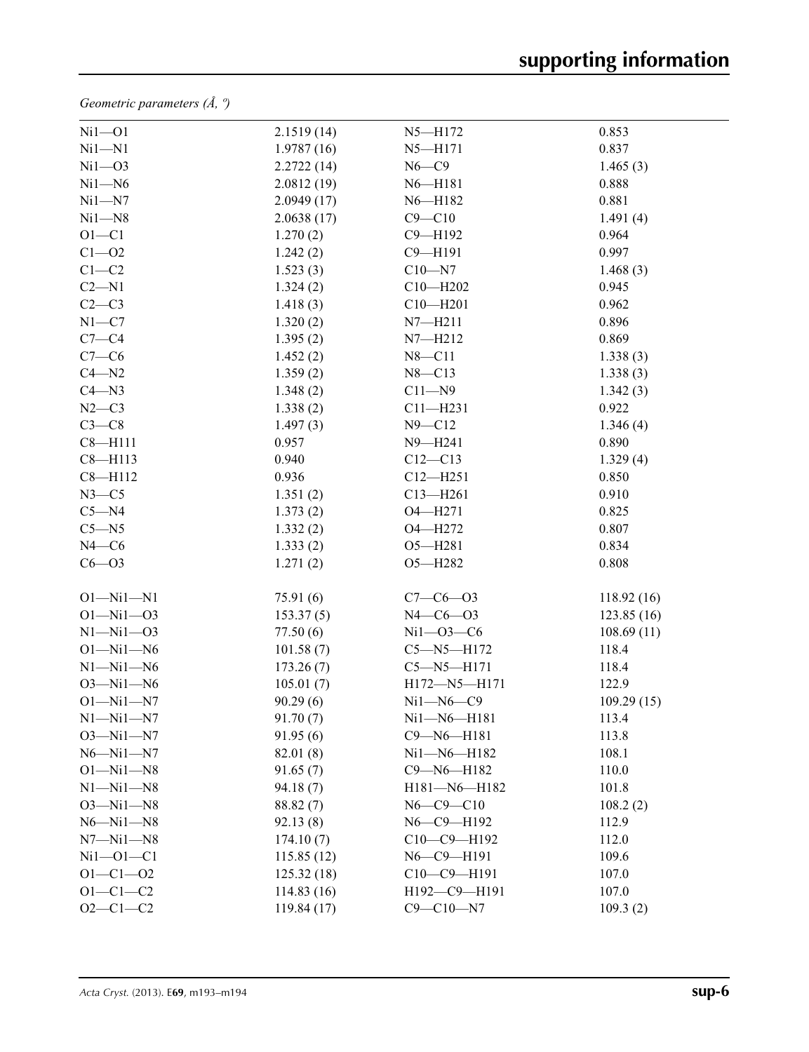*Geometric parameters (Å, º)*

| | | | |
|---|---|---|---|
| Ni1—O1 | 2.1519 (14) | N5—H172 | 0.853 |
| Ni1—N1 | 1.9787 (16) | N5—H171 | 0.837 |
| Ni1—O3 | 2.2722 (14) | N6—C9 | 1.465 (3) |
| Ni1—N6 | 2.0812 (19) | N6—H181 | 0.888 |
| Ni1—N7 | 2.0949 (17) | N6—H182 | 0.881 |
| Ni1—N8 | 2.0638 (17) | C9—C10 | 1.491 (4) |
| O1—C1 | 1.270 (2) | C9—H192 | 0.964 |
| C1—O2 | 1.242 (2) | C9—H191 | 0.997 |
| C1—C2 | 1.523 (3) | C10—N7 | 1.468 (3) |
| C2—N1 | 1.324 (2) | C10—H202 | 0.945 |
| C2—C3 | 1.418 (3) | C10—H201 | 0.962 |
| N1—C7 | 1.320 (2) | N7—H211 | 0.896 |
| C7—C4 | 1.395 (2) | N7—H212 | 0.869 |
| C7—C6 | 1.452 (2) | N8—C11 | 1.338 (3) |
| C4—N2 | 1.359 (2) | N8—C13 | 1.338 (3) |
| C4—N3 | 1.348 (2) | C11—N9 | 1.342 (3) |
| N2—C3 | 1.338 (2) | C11—H231 | 0.922 |
| C3—C8 | 1.497 (3) | N9—C12 | 1.346 (4) |
| C8—H111 | 0.957 | N9—H241 | 0.890 |
| C8—H113 | 0.940 | C12—C13 | 1.329 (4) |
| C8—H112 | 0.936 | C12—H251 | 0.850 |
| N3—C5 | 1.351 (2) | C13—H261 | 0.910 |
| C5—N4 | 1.373 (2) | O4—H271 | 0.825 |
| C5—N5 | 1.332 (2) | O4—H272 | 0.807 |
| N4—C6 | 1.333 (2) | O5—H281 | 0.834 |
| C6—O3 | 1.271 (2) | O5—H282 | 0.808 |
| | | | |
| O1—Ni1—N1 | 75.91 (6) | C7—C6—O3 | 118.92 (16) |
| O1—Ni1—O3 | 153.37 (5) | N4—C6—O3 | 123.85 (16) |
| N1—Ni1—O3 | 77.50 (6) | Ni1—O3—C6 | 108.69 (11) |
| O1—Ni1—N6 | 101.58 (7) | C5—N5—H172 | 118.4 |
| N1—Ni1—N6 | 173.26 (7) | C5—N5—H171 | 118.4 |
| O3—Ni1—N6 | 105.01 (7) | H172—N5—H171 | 122.9 |
| O1—Ni1—N7 | 90.29 (6) | Ni1—N6—C9 | 109.29 (15) |
| N1—Ni1—N7 | 91.70 (7) | Ni1—N6—H181 | 113.4 |
| O3—Ni1—N7 | 91.95 (6) | C9—N6—H181 | 113.8 |
| N6—Ni1—N7 | 82.01 (8) | Ni1—N6—H182 | 108.1 |
| O1—Ni1—N8 | 91.65 (7) | C9—N6—H182 | 110.0 |
| N1—Ni1—N8 | 94.18 (7) | H181—N6—H182 | 101.8 |
| O3—Ni1—N8 | 88.82 (7) | N6—C9—C10 | 108.2 (2) |
| N6—Ni1—N8 | 92.13 (8) | N6—C9—H192 | 112.9 |
| N7—Ni1—N8 | 174.10 (7) | C10—C9—H192 | 112.0 |
| Ni1—O1—C1 | 115.85 (12) | N6—C9—H191 | 109.6 |
| O1—C1—O2 | 125.32 (18) | C10—C9—H191 | 107.0 |
| O1—C1—C2 | 114.83 (16) | H192—C9—H191 | 107.0 |
| O2—C1—C2 | 119.84 (17) | C9—C10—N7 | 109.3 (2) |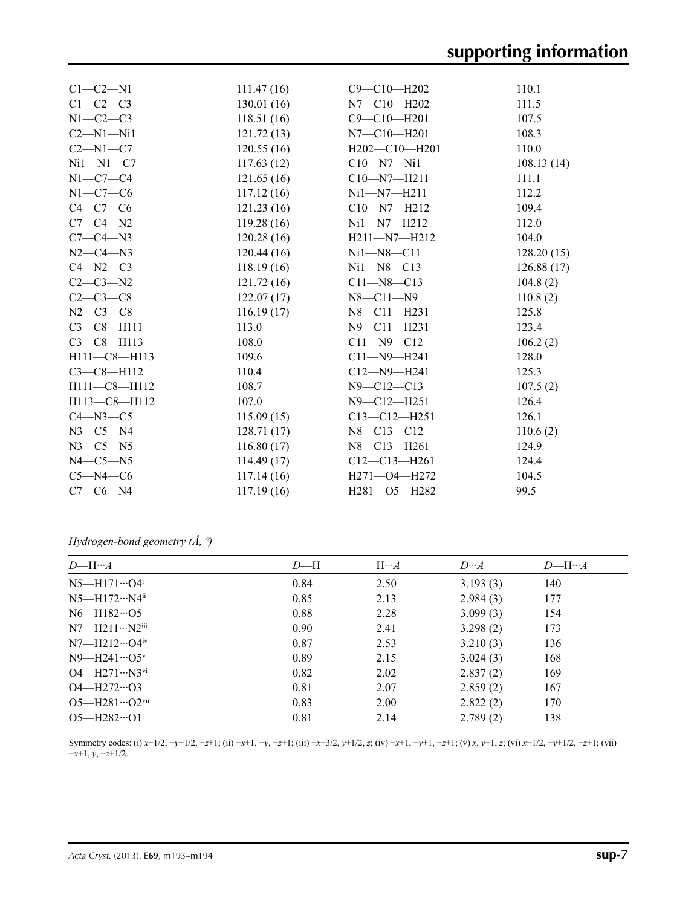| | | | |
|---|---|---|---|
| C1—C2—N1 | 111.47 (16) | C9—C10—H202 | 110.1 |
| C1—C2—C3 | 130.01 (16) | N7—C10—H202 | 111.5 |
| N1—C2—C3 | 118.51 (16) | C9—C10—H201 | 107.5 |
| C2—N1—Ni1 | 121.72 (13) | N7—C10—H201 | 108.3 |
| C2—N1—C7 | 120.55 (16) | H202—C10—H201 | 110.0 |
| Ni1—N1—C7 | 117.63 (12) | C10—N7—Ni1 | 108.13 (14) |
| N1—C7—C4 | 121.65 (16) | C10—N7—H211 | 111.1 |
| N1—C7—C6 | 117.12 (16) | Ni1—N7—H211 | 112.2 |
| C4—C7—C6 | 121.23 (16) | C10—N7—H212 | 109.4 |
| C7—C4—N2 | 119.28 (16) | Ni1—N7—H212 | 112.0 |
| C7—C4—N3 | 120.28 (16) | H211—N7—H212 | 104.0 |
| N2—C4—N3 | 120.44 (16) | Ni1—N8—C11 | 128.20 (15) |
| C4—N2—C3 | 118.19 (16) | Ni1—N8—C13 | 126.88 (17) |
| C2—C3—N2 | 121.72 (16) | C11—N8—C13 | 104.8 (2) |
| C2—C3—C8 | 122.07 (17) | N8—C11—N9 | 110.8 (2) |
| N2—C3—C8 | 116.19 (17) | N8—C11—H231 | 125.8 |
| C3—C8—H111 | 113.0 | N9—C11—H231 | 123.4 |
| C3—C8—H113 | 108.0 | C11—N9—C12 | 106.2 (2) |
| H111—C8—H113 | 109.6 | C11—N9—H241 | 128.0 |
| C3—C8—H112 | 110.4 | C12—N9—H241 | 125.3 |
| H111—C8—H112 | 108.7 | N9—C12—C13 | 107.5 (2) |
| H113—C8—H112 | 107.0 | N9—C12—H251 | 126.4 |
| C4—N3—C5 | 115.09 (15) | C13—C12—H251 | 126.1 |
| N3—C5—N4 | 128.71 (17) | N8—C13—C12 | 110.6 (2) |
| N3—C5—N5 | 116.80 (17) | N8—C13—H261 | 124.9 |
| N4—C5—N5 | 114.49 (17) | C12—C13—H261 | 124.4 |
| C5—N4—C6 | 117.14 (16) | H271—O4—H272 | 104.5 |
| C7—C6—N4 | 117.19 (16) | H281—O5—H282 | 99.5 |

*Hydrogen-bond geometry (Å, º)*

| *D*—H···*A* | *D*—H | H···*A* | *D*···*A* | *D*—H···*A* |
|---|---|---|---|---|
| N5—H171···O4[i] | 0.84 | 2.50 | 3.193 (3) | 140 |
| N5—H172···N4[ii] | 0.85 | 2.13 | 2.984 (3) | 177 |
| N6—H182···O5 | 0.88 | 2.28 | 3.099 (3) | 154 |
| N7—H211···N2[iii] | 0.90 | 2.41 | 3.298 (2) | 173 |
| N7—H212···O4[iv] | 0.87 | 2.53 | 3.210 (3) | 136 |
| N9—H241···O5[v] | 0.89 | 2.15 | 3.024 (3) | 168 |
| O4—H271···N3[vi] | 0.82 | 2.02 | 2.837 (2) | 169 |
| O4—H272···O3 | 0.81 | 2.07 | 2.859 (2) | 167 |
| O5—H281···O2[vii] | 0.83 | 2.00 | 2.822 (2) | 170 |
| O5—H282···O1 | 0.81 | 2.14 | 2.789 (2) | 138 |

Symmetry codes: (i) *x*+1/2, −*y*+1/2, −*z*+1; (ii) −*x*+1, −*y*, −*z*+1; (iii) −*x*+3/2, *y*+1/2, *z*; (iv) −*x*+1, −*y*+1, −*z*+1; (v) *x*, *y*−1, *z*; (vi) *x*−1/2, −*y*+1/2, −*z*+1; (vii) −*x*+1, *y*, −*z*+1/2.